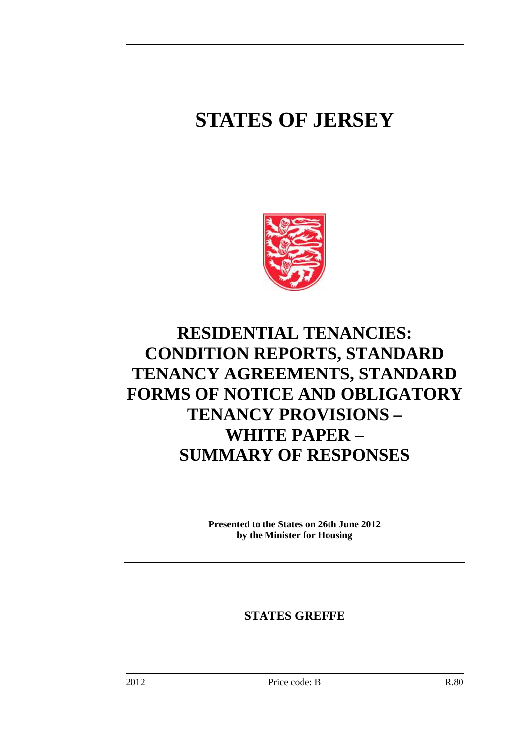# STATES OF JERSEY

# RESIDENTIAL TENANCIES: CONDITION REPORTS, STANDARD TENANCY AGREEMENTS, STANDARD FORMS OF NOTICE AND OBLIGATORY TENANCY PROVISIONS – WHITE PAPER – SUMMARY OF RESPONSES

**Presented to the States on 26th June 2012 by the Minister for Housing**

**STATES GREFFE**

2012 Price code: B R.80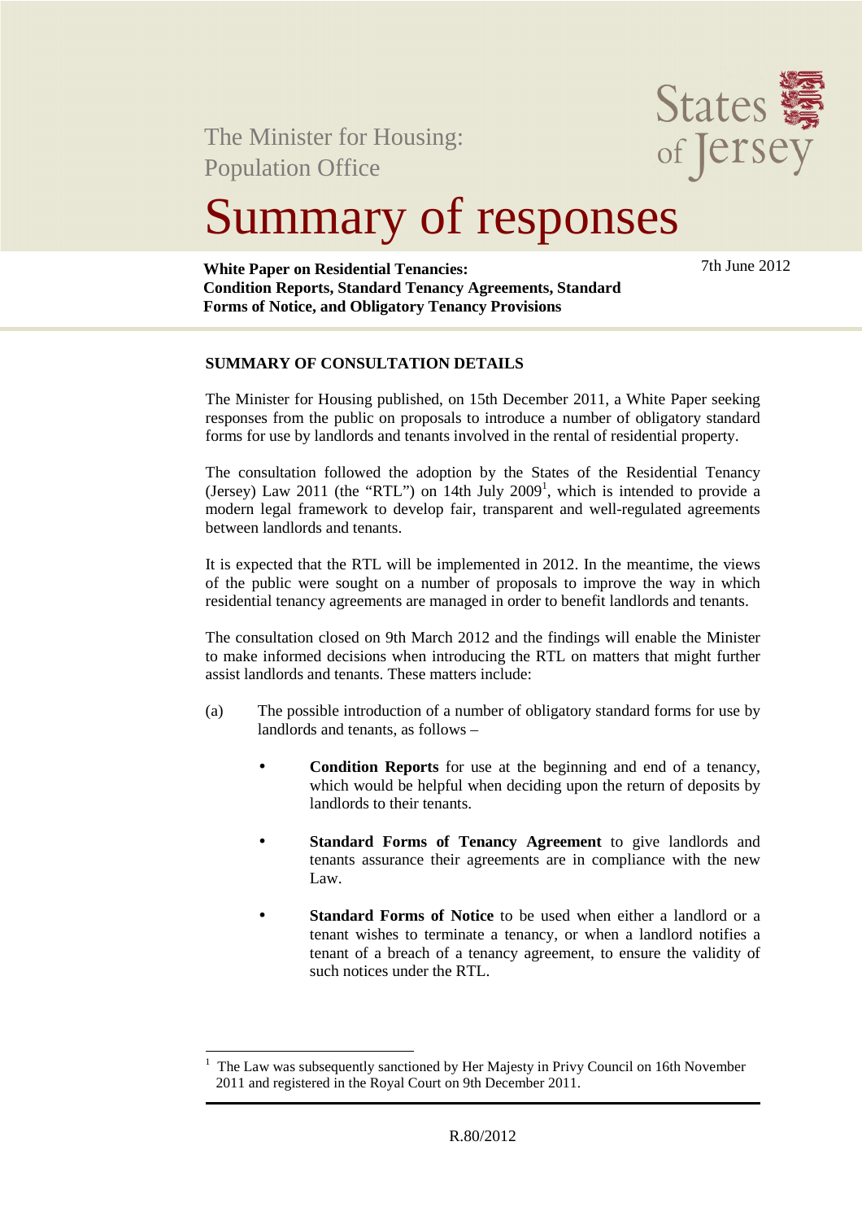The Minister for Housing: Population Office

# Summary of responses

**White Paper on Residential Tenancies: Condition Reports, Standard Tenancy Agreements, Standard Forms of Notice, and Obligatory Tenancy Provisions**

7th June 2012

## SUMMARY OF CONSULTATION DETAILS

The Minister for Housing published, on 15th December 2011, a White Paper seeking responses from the public on proposals to introduce a number of obligatory standard forms for use by landlords and tenants involved in the rental of residential property.

The consultation followed the adoption by the States of the Residential Tenancy (Jersey) Law 2011 (the "RTL") on 14th July 2009[1], which is intended to provide a modern legal framework to develop fair, transparent and well-regulated agreements between landlords and tenants.

It is expected that the RTL will be implemented in 2012. In the meantime, the views of the public were sought on a number of proposals to improve the way in which residential tenancy agreements are managed in order to benefit landlords and tenants.

The consultation closed on 9th March 2012 and the findings will enable the Minister to make informed decisions when introducing the RTL on matters that might further assist landlords and tenants. These matters include:

(a) The possible introduction of a number of obligatory standard forms for use by landlords and tenants, as follows –

- **Condition Reports** for use at the beginning and end of a tenancy, which would be helpful when deciding upon the return of deposits by landlords to their tenants.
- **Standard Forms of Tenancy Agreement** to give landlords and tenants assurance their agreements are in compliance with the new Law.
- **Standard Forms of Notice** to be used when either a landlord or a tenant wishes to terminate a tenancy, or when a landlord notifies a tenant of a breach of a tenancy agreement, to ensure the validity of such notices under the RTL.

[1] The Law was subsequently sanctioned by Her Majesty in Privy Council on 16th November 2011 and registered in the Royal Court on 9th December 2011.

R.80/2012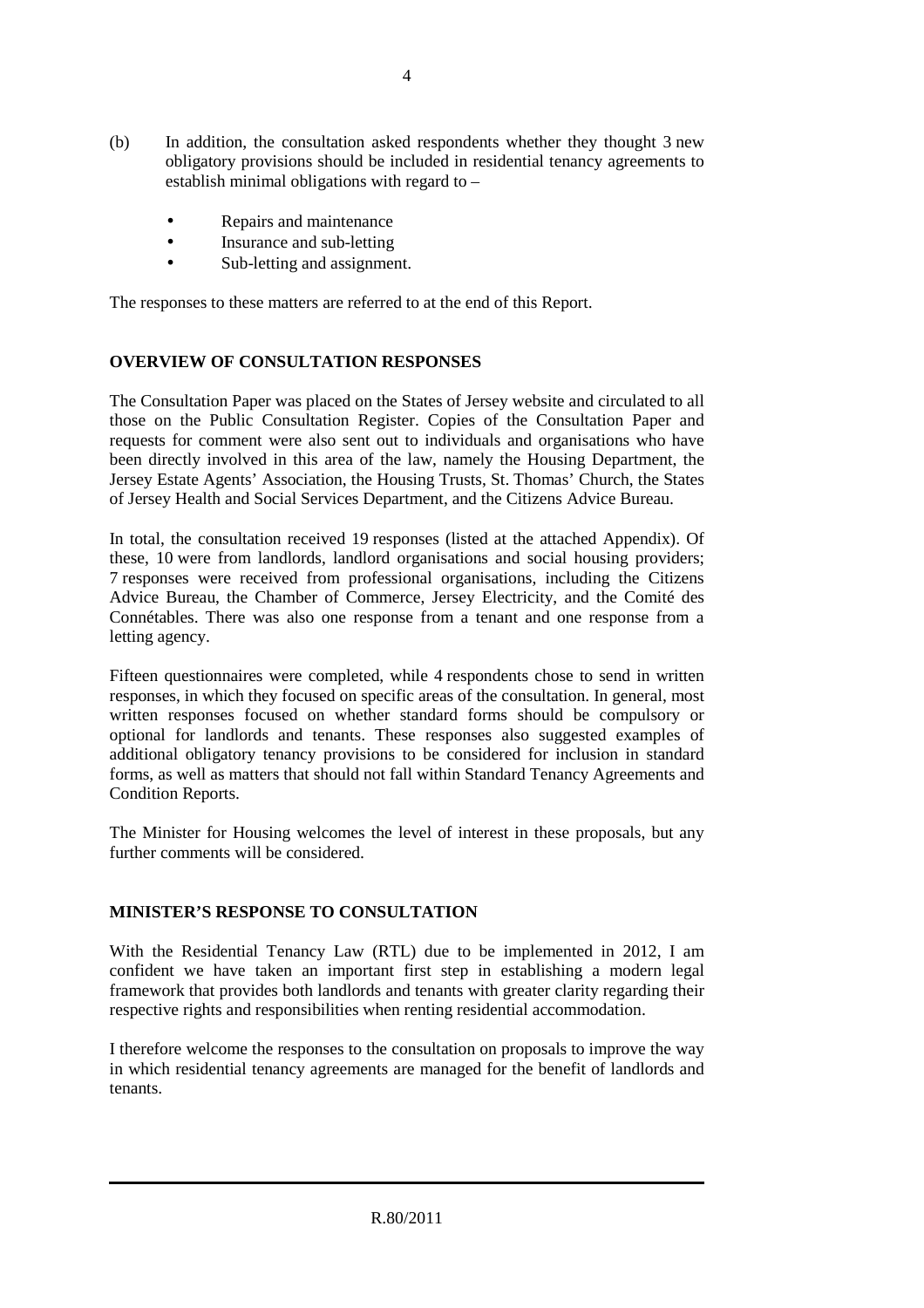(b) In addition, the consultation asked respondents whether they thought 3 new obligatory provisions should be included in residential tenancy agreements to establish minimal obligations with regard to –

- Repairs and maintenance
- Insurance and sub-letting
- Sub-letting and assignment.

The responses to these matters are referred to at the end of this Report.

## OVERVIEW OF CONSULTATION RESPONSES

The Consultation Paper was placed on the States of Jersey website and circulated to all those on the Public Consultation Register. Copies of the Consultation Paper and requests for comment were also sent out to individuals and organisations who have been directly involved in this area of the law, namely the Housing Department, the Jersey Estate Agents' Association, the Housing Trusts, St. Thomas' Church, the States of Jersey Health and Social Services Department, and the Citizens Advice Bureau.

In total, the consultation received 19 responses (listed at the attached Appendix). Of these, 10 were from landlords, landlord organisations and social housing providers; 7 responses were received from professional organisations, including the Citizens Advice Bureau, the Chamber of Commerce, Jersey Electricity, and the Comité des Connétables. There was also one response from a tenant and one response from a letting agency.

Fifteen questionnaires were completed, while 4 respondents chose to send in written responses, in which they focused on specific areas of the consultation. In general, most written responses focused on whether standard forms should be compulsory or optional for landlords and tenants. These responses also suggested examples of additional obligatory tenancy provisions to be considered for inclusion in standard forms, as well as matters that should not fall within Standard Tenancy Agreements and Condition Reports.

The Minister for Housing welcomes the level of interest in these proposals, but any further comments will be considered.

## MINISTER'S RESPONSE TO CONSULTATION

With the Residential Tenancy Law (RTL) due to be implemented in 2012, I am confident we have taken an important first step in establishing a modern legal framework that provides both landlords and tenants with greater clarity regarding their respective rights and responsibilities when renting residential accommodation.

I therefore welcome the responses to the consultation on proposals to improve the way in which residential tenancy agreements are managed for the benefit of landlords and tenants.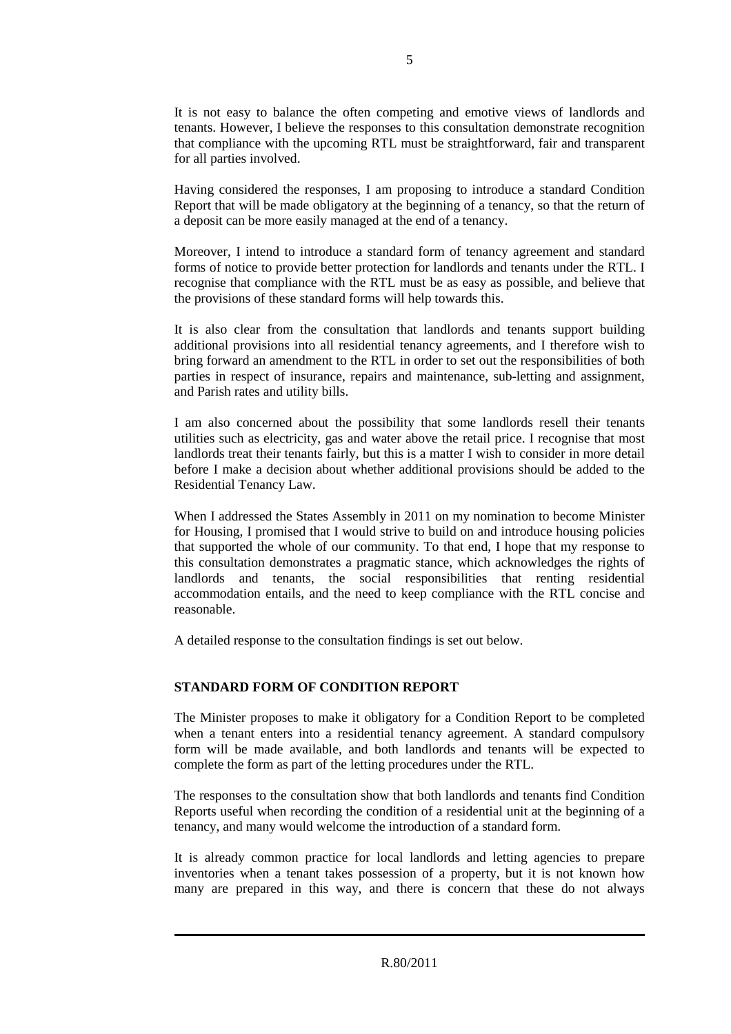It is not easy to balance the often competing and emotive views of landlords and tenants. However, I believe the responses to this consultation demonstrate recognition that compliance with the upcoming RTL must be straightforward, fair and transparent for all parties involved.

Having considered the responses, I am proposing to introduce a standard Condition Report that will be made obligatory at the beginning of a tenancy, so that the return of a deposit can be more easily managed at the end of a tenancy.

Moreover, I intend to introduce a standard form of tenancy agreement and standard forms of notice to provide better protection for landlords and tenants under the RTL. I recognise that compliance with the RTL must be as easy as possible, and believe that the provisions of these standard forms will help towards this.

It is also clear from the consultation that landlords and tenants support building additional provisions into all residential tenancy agreements, and I therefore wish to bring forward an amendment to the RTL in order to set out the responsibilities of both parties in respect of insurance, repairs and maintenance, sub-letting and assignment, and Parish rates and utility bills.

I am also concerned about the possibility that some landlords resell their tenants utilities such as electricity, gas and water above the retail price. I recognise that most landlords treat their tenants fairly, but this is a matter I wish to consider in more detail before I make a decision about whether additional provisions should be added to the Residential Tenancy Law.

When I addressed the States Assembly in 2011 on my nomination to become Minister for Housing, I promised that I would strive to build on and introduce housing policies that supported the whole of our community. To that end, I hope that my response to this consultation demonstrates a pragmatic stance, which acknowledges the rights of landlords and tenants, the social responsibilities that renting residential accommodation entails, and the need to keep compliance with the RTL concise and reasonable.

A detailed response to the consultation findings is set out below.

## STANDARD FORM OF CONDITION REPORT

The Minister proposes to make it obligatory for a Condition Report to be completed when a tenant enters into a residential tenancy agreement. A standard compulsory form will be made available, and both landlords and tenants will be expected to complete the form as part of the letting procedures under the RTL.

The responses to the consultation show that both landlords and tenants find Condition Reports useful when recording the condition of a residential unit at the beginning of a tenancy, and many would welcome the introduction of a standard form.

It is already common practice for local landlords and letting agencies to prepare inventories when a tenant takes possession of a property, but it is not known how many are prepared in this way, and there is concern that these do not always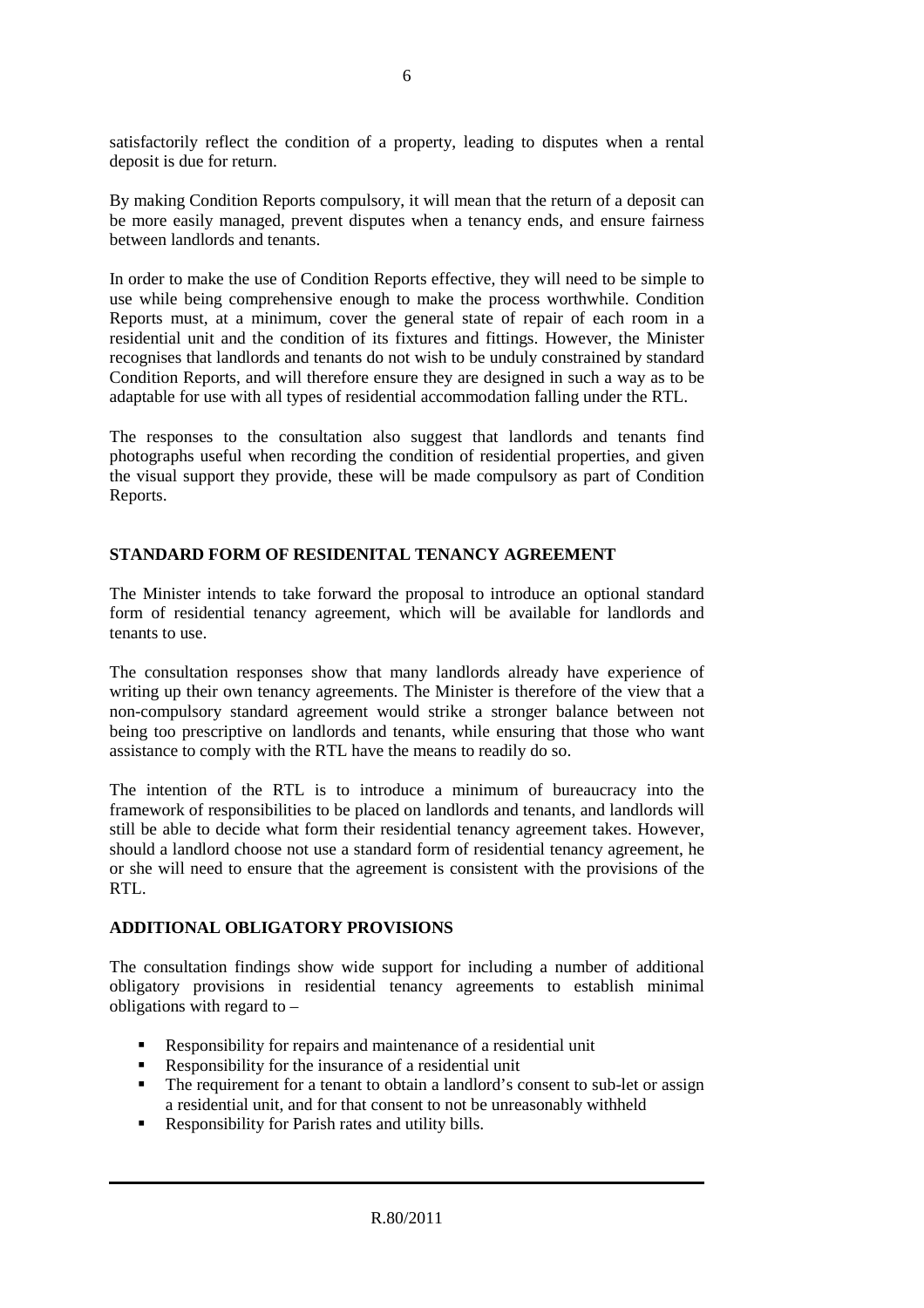satisfactorily reflect the condition of a property, leading to disputes when a rental deposit is due for return.

By making Condition Reports compulsory, it will mean that the return of a deposit can be more easily managed, prevent disputes when a tenancy ends, and ensure fairness between landlords and tenants.

In order to make the use of Condition Reports effective, they will need to be simple to use while being comprehensive enough to make the process worthwhile. Condition Reports must, at a minimum, cover the general state of repair of each room in a residential unit and the condition of its fixtures and fittings. However, the Minister recognises that landlords and tenants do not wish to be unduly constrained by standard Condition Reports, and will therefore ensure they are designed in such a way as to be adaptable for use with all types of residential accommodation falling under the RTL.

The responses to the consultation also suggest that landlords and tenants find photographs useful when recording the condition of residential properties, and given the visual support they provide, these will be made compulsory as part of Condition Reports.

## STANDARD FORM OF RESIDENITAL TENANCY AGREEMENT

The Minister intends to take forward the proposal to introduce an optional standard form of residential tenancy agreement, which will be available for landlords and tenants to use.

The consultation responses show that many landlords already have experience of writing up their own tenancy agreements. The Minister is therefore of the view that a non-compulsory standard agreement would strike a stronger balance between not being too prescriptive on landlords and tenants, while ensuring that those who want assistance to comply with the RTL have the means to readily do so.

The intention of the RTL is to introduce a minimum of bureaucracy into the framework of responsibilities to be placed on landlords and tenants, and landlords will still be able to decide what form their residential tenancy agreement takes. However, should a landlord choose not use a standard form of residential tenancy agreement, he or she will need to ensure that the agreement is consistent with the provisions of the RTL.

## ADDITIONAL OBLIGATORY PROVISIONS

The consultation findings show wide support for including a number of additional obligatory provisions in residential tenancy agreements to establish minimal obligations with regard to –

- Responsibility for repairs and maintenance of a residential unit
- Responsibility for the insurance of a residential unit
- The requirement for a tenant to obtain a landlord's consent to sub-let or assign a residential unit, and for that consent to not be unreasonably withheld
- Responsibility for Parish rates and utility bills.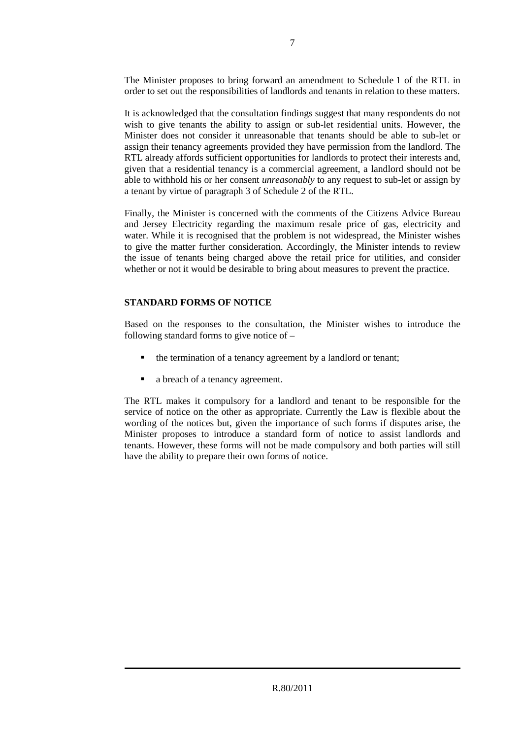The Minister proposes to bring forward an amendment to Schedule 1 of the RTL in order to set out the responsibilities of landlords and tenants in relation to these matters.

It is acknowledged that the consultation findings suggest that many respondents do not wish to give tenants the ability to assign or sub-let residential units. However, the Minister does not consider it unreasonable that tenants should be able to sub-let or assign their tenancy agreements provided they have permission from the landlord. The RTL already affords sufficient opportunities for landlords to protect their interests and, given that a residential tenancy is a commercial agreement, a landlord should not be able to withhold his or her consent *unreasonably* to any request to sub-let or assign by a tenant by virtue of paragraph 3 of Schedule 2 of the RTL.

Finally, the Minister is concerned with the comments of the Citizens Advice Bureau and Jersey Electricity regarding the maximum resale price of gas, electricity and water. While it is recognised that the problem is not widespread, the Minister wishes to give the matter further consideration. Accordingly, the Minister intends to review the issue of tenants being charged above the retail price for utilities, and consider whether or not it would be desirable to bring about measures to prevent the practice.

## STANDARD FORMS OF NOTICE

Based on the responses to the consultation, the Minister wishes to introduce the following standard forms to give notice of –

- the termination of a tenancy agreement by a landlord or tenant;
- a breach of a tenancy agreement.

The RTL makes it compulsory for a landlord and tenant to be responsible for the service of notice on the other as appropriate. Currently the Law is flexible about the wording of the notices but, given the importance of such forms if disputes arise, the Minister proposes to introduce a standard form of notice to assist landlords and tenants. However, these forms will not be made compulsory and both parties will still have the ability to prepare their own forms of notice.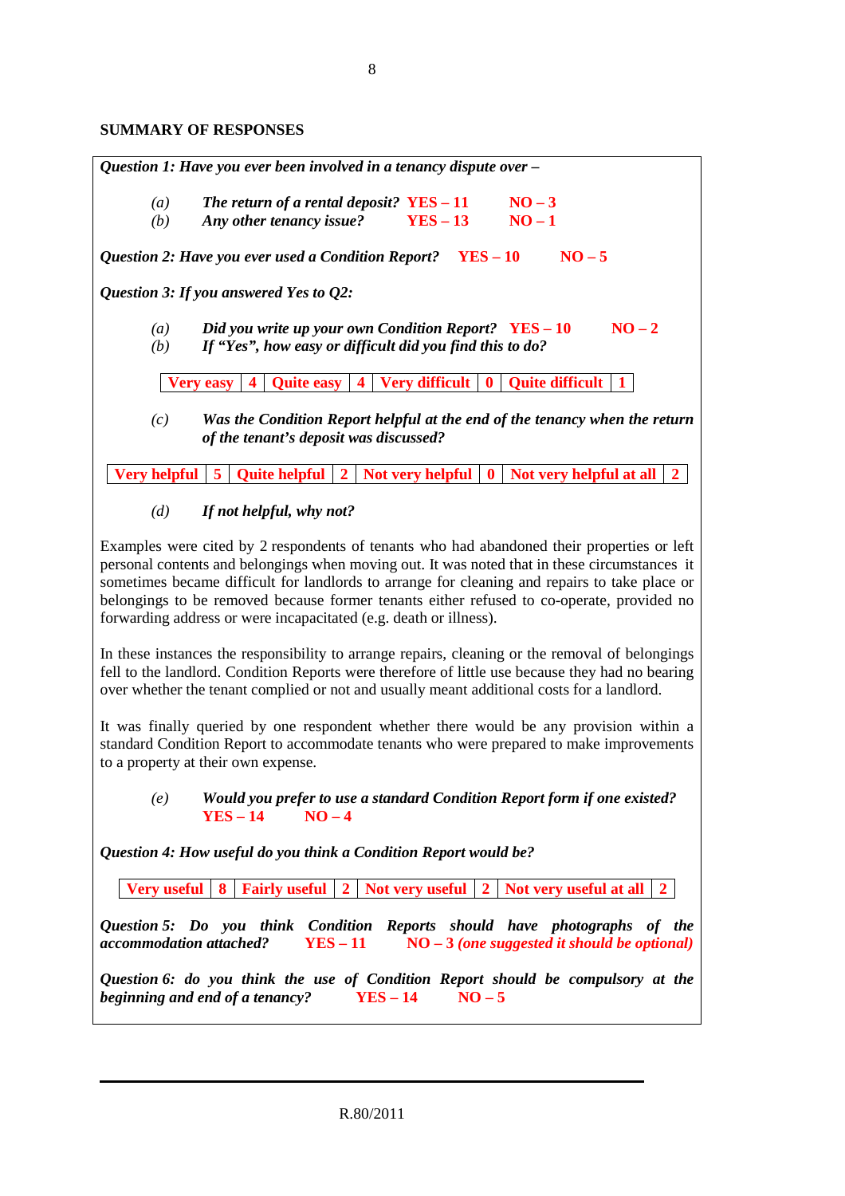## SUMMARY OF RESPONSES

***Question 1: Have you ever been involved in a tenancy dispute over –***

*(a)* ***The return of a rental deposit?*** **YES – 11** **NO – 3**
*(b)* ***Any other tenancy issue?*** **YES – 13** **NO – 1**

***Question 2: Have you ever used a Condition Report?*** **YES – 10** **NO – 5**

***Question 3: If you answered Yes to Q2:***

*(a)* ***Did you write up your own Condition Report?*** **YES – 10** **NO – 2**
*(b)* ***If "Yes", how easy or difficult did you find this to do?***

| Very easy | 4 | Quite easy | 4 | Very difficult | 0 | Quite difficult | 1 |
|---|---|---|---|---|---|---|---|

*(c)* ***Was the Condition Report helpful at the end of the tenancy when the return of the tenant's deposit was discussed?***

| Very helpful | 5 | Quite helpful | 2 | Not very helpful | 0 | Not very helpful at all | 2 |
|---|---|---|---|---|---|---|---|

*(d)* ***If not helpful, why not?***

Examples were cited by 2 respondents of tenants who had abandoned their properties or left personal contents and belongings when moving out. It was noted that in these circumstances it sometimes became difficult for landlords to arrange for cleaning and repairs to take place or belongings to be removed because former tenants either refused to co-operate, provided no forwarding address or were incapacitated (e.g. death or illness).

In these instances the responsibility to arrange repairs, cleaning or the removal of belongings fell to the landlord. Condition Reports were therefore of little use because they had no bearing over whether the tenant complied or not and usually meant additional costs for a landlord.

It was finally queried by one respondent whether there would be any provision within a standard Condition Report to accommodate tenants who were prepared to make improvements to a property at their own expense.

*(e)* ***Would you prefer to use a standard Condition Report form if one existed?*** **YES – 14** **NO – 4**

***Question 4: How useful do you think a Condition Report would be?***

| Very useful | 8 | Fairly useful | 2 | Not very useful | 2 | Not very useful at all | 2 |
|---|---|---|---|---|---|---|---|

***Question 5: Do you think Condition Reports should have photographs of the accommodation attached?*** **YES – 11** **NO – 3** ***(one suggested it should be optional)***

***Question 6: do you think the use of Condition Report should be compulsory at the beginning and end of a tenancy?*** **YES – 14** **NO – 5**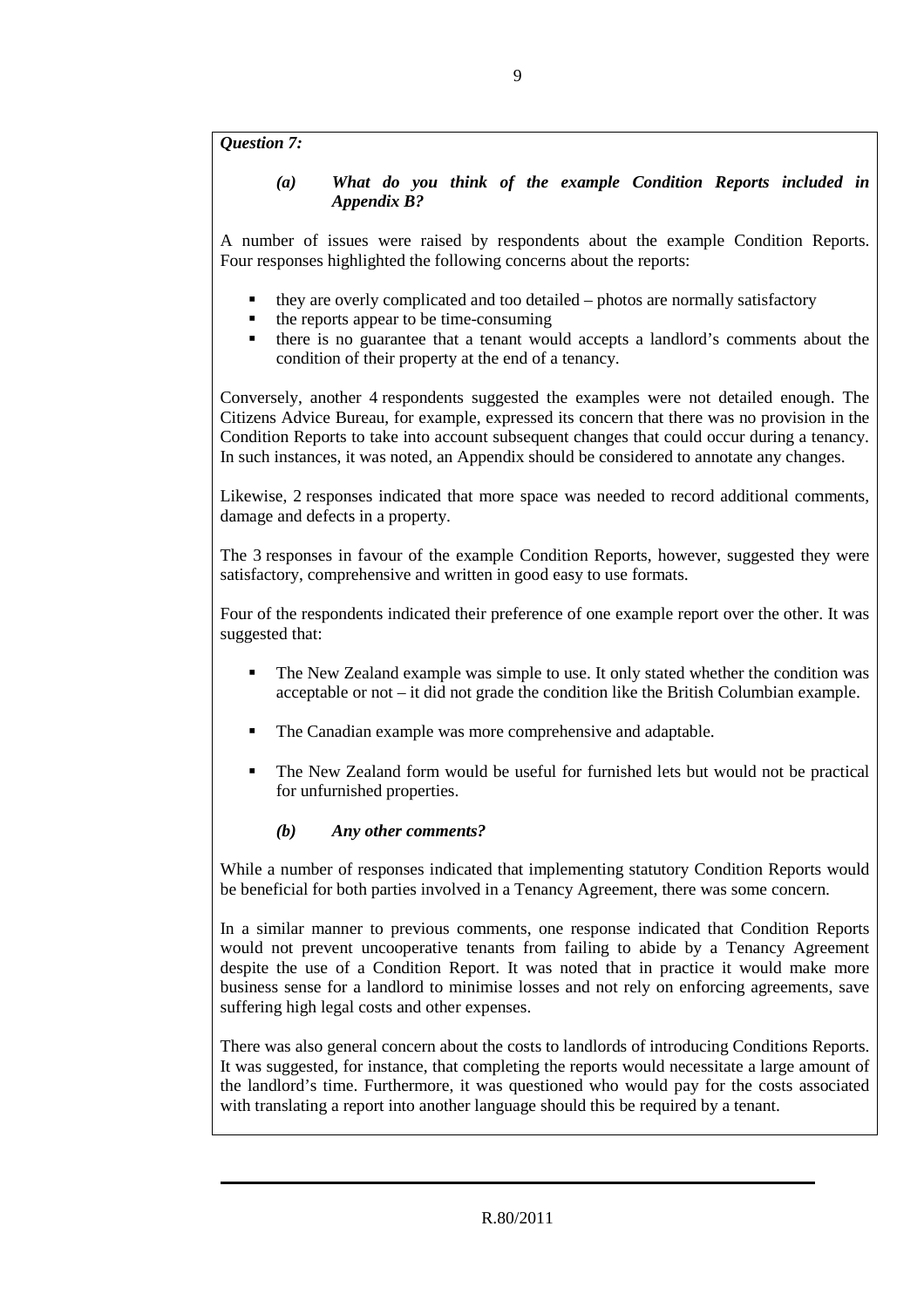***Question 7:***

***(a) What do you think of the example Condition Reports included in Appendix B?***

A number of issues were raised by respondents about the example Condition Reports. Four responses highlighted the following concerns about the reports:

- they are overly complicated and too detailed – photos are normally satisfactory
- the reports appear to be time-consuming
- there is no guarantee that a tenant would accepts a landlord's comments about the condition of their property at the end of a tenancy.

Conversely, another 4 respondents suggested the examples were not detailed enough. The Citizens Advice Bureau, for example, expressed its concern that there was no provision in the Condition Reports to take into account subsequent changes that could occur during a tenancy. In such instances, it was noted, an Appendix should be considered to annotate any changes.

Likewise, 2 responses indicated that more space was needed to record additional comments, damage and defects in a property.

The 3 responses in favour of the example Condition Reports, however, suggested they were satisfactory, comprehensive and written in good easy to use formats.

Four of the respondents indicated their preference of one example report over the other. It was suggested that:

- The New Zealand example was simple to use. It only stated whether the condition was acceptable or not – it did not grade the condition like the British Columbian example.
- The Canadian example was more comprehensive and adaptable.
- The New Zealand form would be useful for furnished lets but would not be practical for unfurnished properties.

***(b) Any other comments?***

While a number of responses indicated that implementing statutory Condition Reports would be beneficial for both parties involved in a Tenancy Agreement, there was some concern.

In a similar manner to previous comments, one response indicated that Condition Reports would not prevent uncooperative tenants from failing to abide by a Tenancy Agreement despite the use of a Condition Report. It was noted that in practice it would make more business sense for a landlord to minimise losses and not rely on enforcing agreements, save suffering high legal costs and other expenses.

There was also general concern about the costs to landlords of introducing Conditions Reports. It was suggested, for instance, that completing the reports would necessitate a large amount of the landlord's time. Furthermore, it was questioned who would pay for the costs associated with translating a report into another language should this be required by a tenant.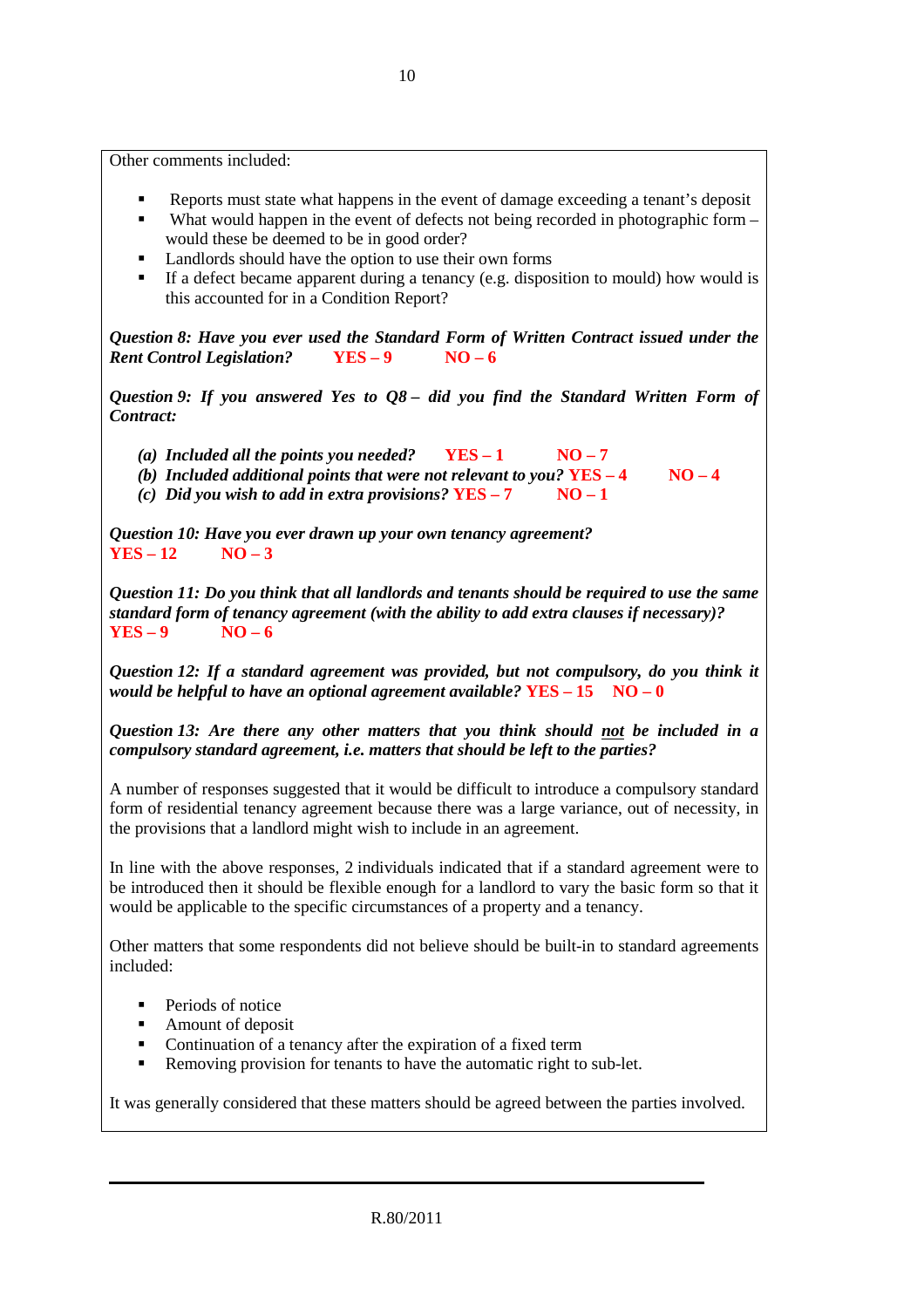Other comments included:

- Reports must state what happens in the event of damage exceeding a tenant's deposit
- What would happen in the event of defects not being recorded in photographic form – would these be deemed to be in good order?
- Landlords should have the option to use their own forms
- If a defect became apparent during a tenancy (e.g. disposition to mould) how would is this accounted for in a Condition Report?

***Question 8: Have you ever used the Standard Form of Written Contract issued under the Rent Control Legislation?*** **YES – 9** **NO – 6**

***Question 9: If you answered Yes to Q8 – did you find the Standard Written Form of Contract:***

- ***(a) Included all the points you needed?*** **YES – 1** **NO – 7**
- ***(b) Included additional points that were not relevant to you?*** **YES – 4** **NO – 4**
- ***(c) Did you wish to add in extra provisions?*** **YES – 7** **NO – 1**

***Question 10: Have you ever drawn up your own tenancy agreement?***
**YES – 12** **NO – 3**

***Question 11: Do you think that all landlords and tenants should be required to use the same standard form of tenancy agreement (with the ability to add extra clauses if necessary)?***
**YES – 9** **NO – 6**

***Question 12: If a standard agreement was provided, but not compulsory, do you think it would be helpful to have an optional agreement available?*** **YES – 15** **NO – 0**

***Question 13: Are there any other matters that you think should <u>not</u> be included in a compulsory standard agreement, i.e. matters that should be left to the parties?***

A number of responses suggested that it would be difficult to introduce a compulsory standard form of residential tenancy agreement because there was a large variance, out of necessity, in the provisions that a landlord might wish to include in an agreement.

In line with the above responses, 2 individuals indicated that if a standard agreement were to be introduced then it should be flexible enough for a landlord to vary the basic form so that it would be applicable to the specific circumstances of a property and a tenancy.

Other matters that some respondents did not believe should be built-in to standard agreements included:

- Periods of notice
- Amount of deposit
- Continuation of a tenancy after the expiration of a fixed term
- Removing provision for tenants to have the automatic right to sub-let.

It was generally considered that these matters should be agreed between the parties involved.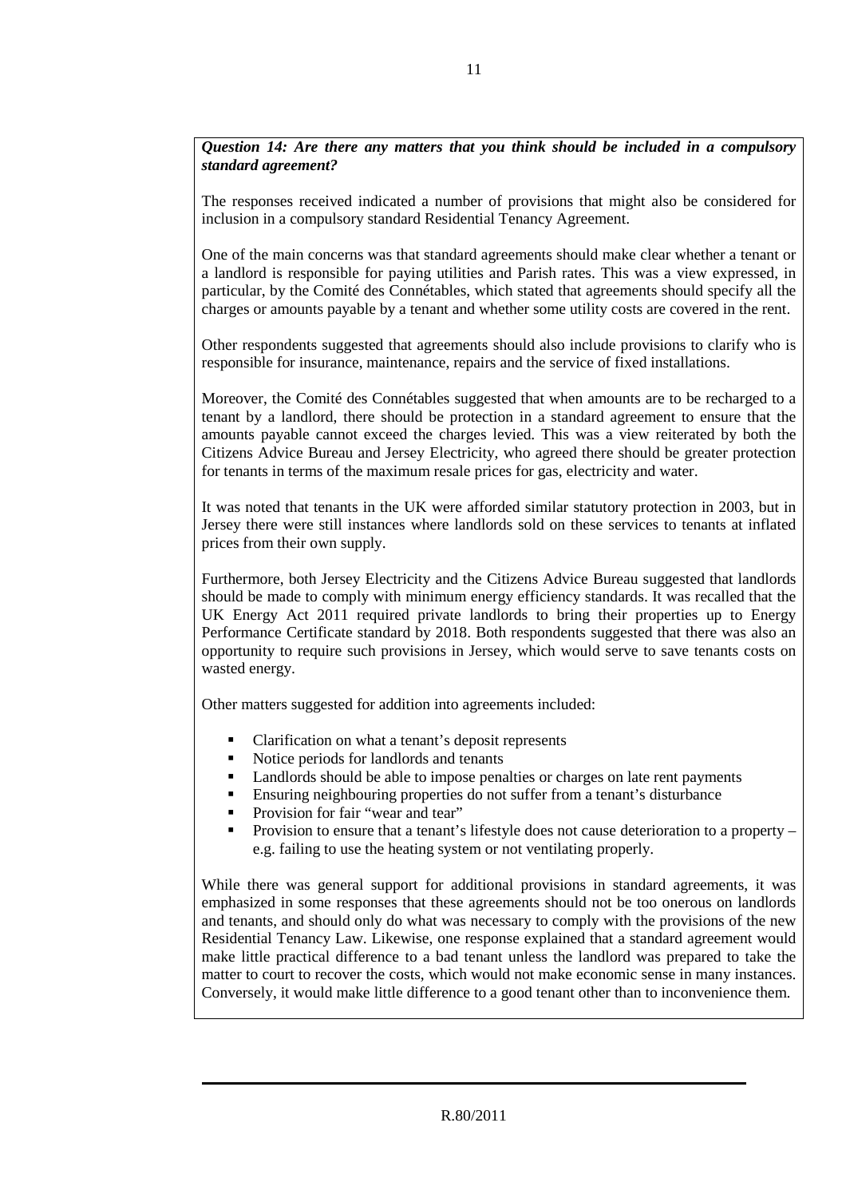***Question 14: Are there any matters that you think should be included in a compulsory standard agreement?***

The responses received indicated a number of provisions that might also be considered for inclusion in a compulsory standard Residential Tenancy Agreement.

One of the main concerns was that standard agreements should make clear whether a tenant or a landlord is responsible for paying utilities and Parish rates. This was a view expressed, in particular, by the Comité des Connétables, which stated that agreements should specify all the charges or amounts payable by a tenant and whether some utility costs are covered in the rent.

Other respondents suggested that agreements should also include provisions to clarify who is responsible for insurance, maintenance, repairs and the service of fixed installations.

Moreover, the Comité des Connétables suggested that when amounts are to be recharged to a tenant by a landlord, there should be protection in a standard agreement to ensure that the amounts payable cannot exceed the charges levied. This was a view reiterated by both the Citizens Advice Bureau and Jersey Electricity, who agreed there should be greater protection for tenants in terms of the maximum resale prices for gas, electricity and water.

It was noted that tenants in the UK were afforded similar statutory protection in 2003, but in Jersey there were still instances where landlords sold on these services to tenants at inflated prices from their own supply.

Furthermore, both Jersey Electricity and the Citizens Advice Bureau suggested that landlords should be made to comply with minimum energy efficiency standards. It was recalled that the UK Energy Act 2011 required private landlords to bring their properties up to Energy Performance Certificate standard by 2018. Both respondents suggested that there was also an opportunity to require such provisions in Jersey, which would serve to save tenants costs on wasted energy.

Other matters suggested for addition into agreements included:

- Clarification on what a tenant's deposit represents
- Notice periods for landlords and tenants
- Landlords should be able to impose penalties or charges on late rent payments
- Ensuring neighbouring properties do not suffer from a tenant's disturbance
- Provision for fair "wear and tear"
- Provision to ensure that a tenant's lifestyle does not cause deterioration to a property – e.g. failing to use the heating system or not ventilating properly.

While there was general support for additional provisions in standard agreements, it was emphasized in some responses that these agreements should not be too onerous on landlords and tenants, and should only do what was necessary to comply with the provisions of the new Residential Tenancy Law. Likewise, one response explained that a standard agreement would make little practical difference to a bad tenant unless the landlord was prepared to take the matter to court to recover the costs, which would not make economic sense in many instances. Conversely, it would make little difference to a good tenant other than to inconvenience them.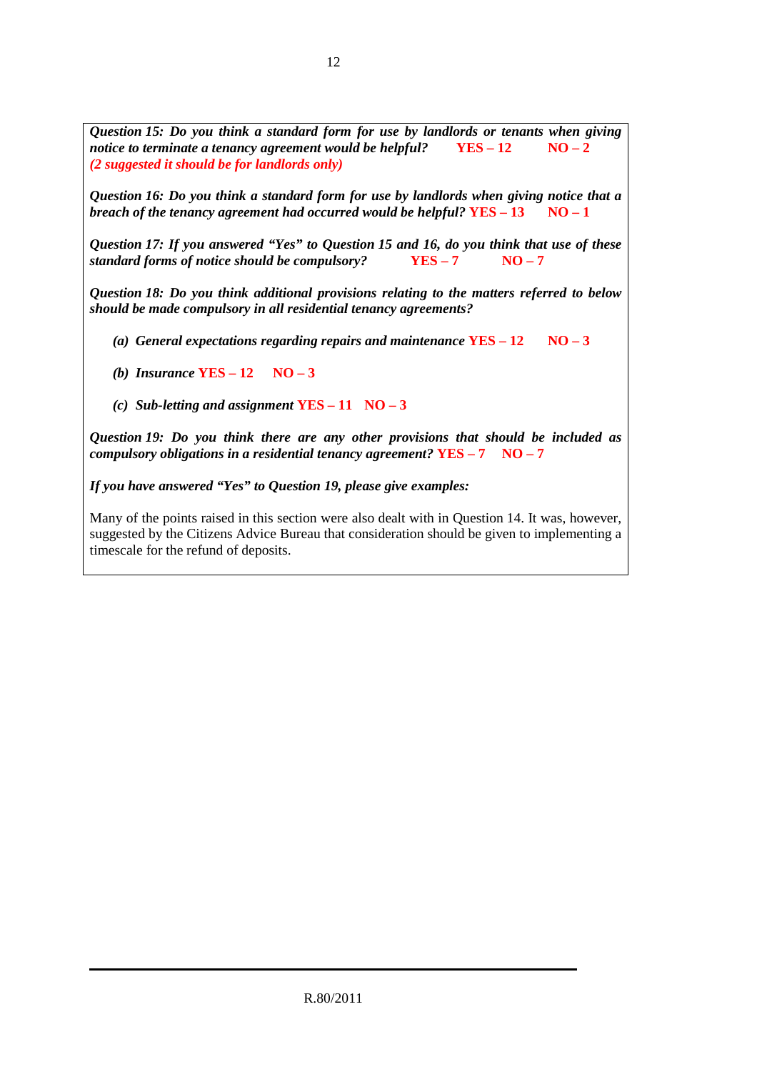***Question 15: Do you think a standard form for use by landlords or tenants when giving notice to terminate a tenancy agreement would be helpful?*** **YES – 12** **NO – 2**
***(2 suggested it should be for landlords only)***

***Question 16: Do you think a standard form for use by landlords when giving notice that a breach of the tenancy agreement had occurred would be helpful?*** **YES – 13** **NO – 1**

***Question 17: If you answered "Yes" to Question 15 and 16, do you think that use of these standard forms of notice should be compulsory?*** **YES – 7** **NO – 7**

***Question 18: Do you think additional provisions relating to the matters referred to below should be made compulsory in all residential tenancy agreements?***

- ***(a) General expectations regarding repairs and maintenance*** **YES – 12** **NO – 3**
- ***(b) Insurance*** **YES – 12** **NO – 3**
- ***(c) Sub-letting and assignment*** **YES – 11** **NO – 3**

***Question 19: Do you think there are any other provisions that should be included as compulsory obligations in a residential tenancy agreement?*** **YES – 7** **NO – 7**

***If you have answered "Yes" to Question 19, please give examples:***

Many of the points raised in this section were also dealt with in Question 14. It was, however, suggested by the Citizens Advice Bureau that consideration should be given to implementing a timescale for the refund of deposits.